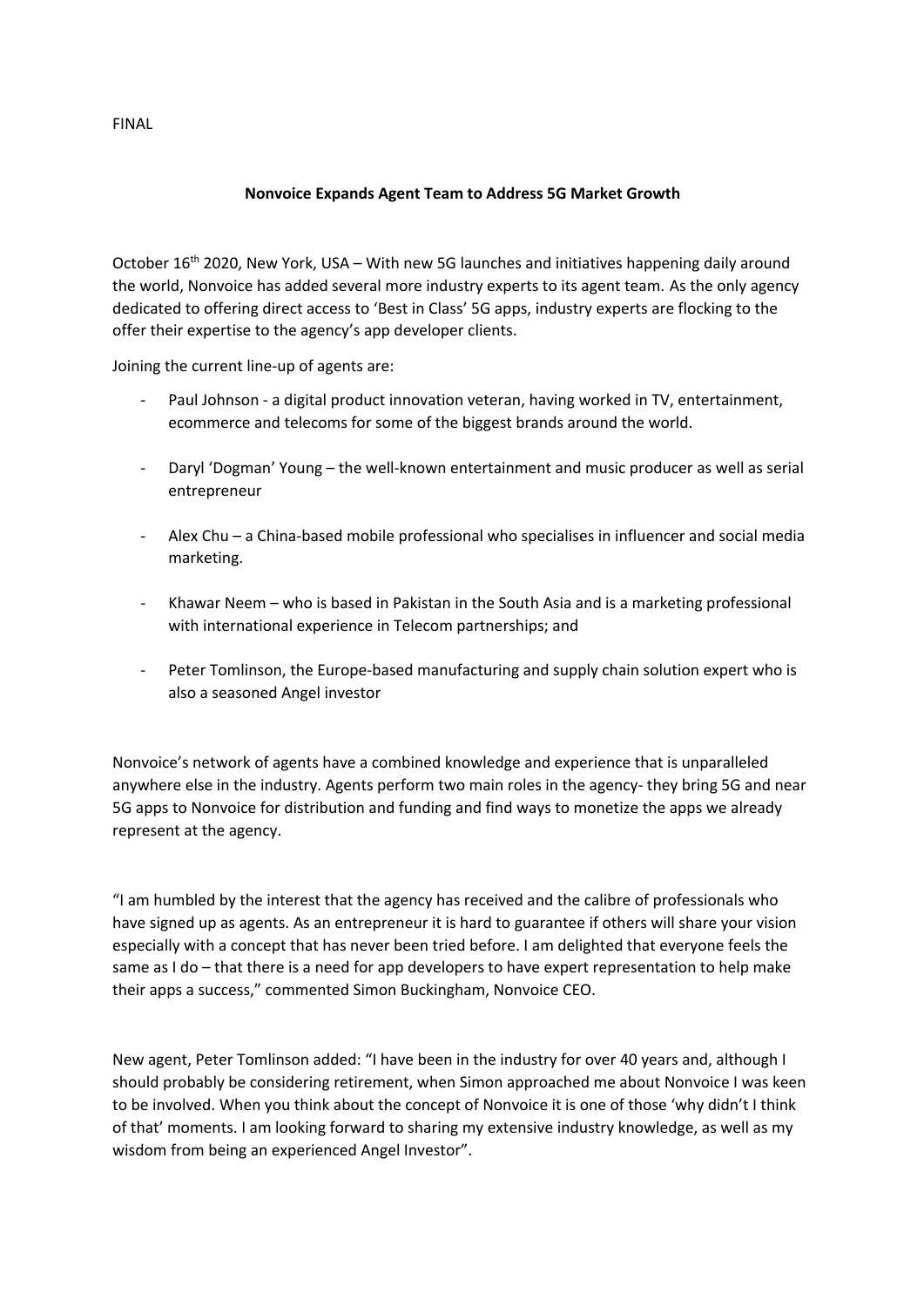FINAL

**Nonvoice Expands Agent Team to Address 5G Market Growth**

October 16th 2020, New York, USA – With new 5G launches and initiatives happening daily around the world, Nonvoice has added several more industry experts to its agent team. As the only agency dedicated to offering direct access to 'Best in Class' 5G apps, industry experts are flocking to the offer their expertise to the agency's app developer clients.

Joining the current line-up of agents are:

- Paul Johnson - a digital product innovation veteran, having worked in TV, entertainment, ecommerce and telecoms for some of the biggest brands around the world.

- Daryl 'Dogman' Young – the well-known entertainment and music producer as well as serial entrepreneur

- Alex Chu – a China-based mobile professional who specialises in influencer and social media marketing.

- Khawar Neem – who is based in Pakistan in the South Asia and is a marketing professional with international experience in Telecom partnerships; and

- Peter Tomlinson, the Europe-based manufacturing and supply chain solution expert who is also a seasoned Angel investor

Nonvoice's network of agents have a combined knowledge and experience that is unparalleled anywhere else in the industry. Agents perform two main roles in the agency- they bring 5G and near 5G apps to Nonvoice for distribution and funding and find ways to monetize the apps we already represent at the agency.

"I am humbled by the interest that the agency has received and the calibre of professionals who have signed up as agents. As an entrepreneur it is hard to guarantee if others will share your vision especially with a concept that has never been tried before. I am delighted that everyone feels the same as I do – that there is a need for app developers to have expert representation to help make their apps a success," commented Simon Buckingham, Nonvoice CEO.

New agent, Peter Tomlinson added: "I have been in the industry for over 40 years and, although I should probably be considering retirement, when Simon approached me about Nonvoice I was keen to be involved. When you think about the concept of Nonvoice it is one of those 'why didn't I think of that' moments. I am looking forward to sharing my extensive industry knowledge, as well as my wisdom from being an experienced Angel Investor".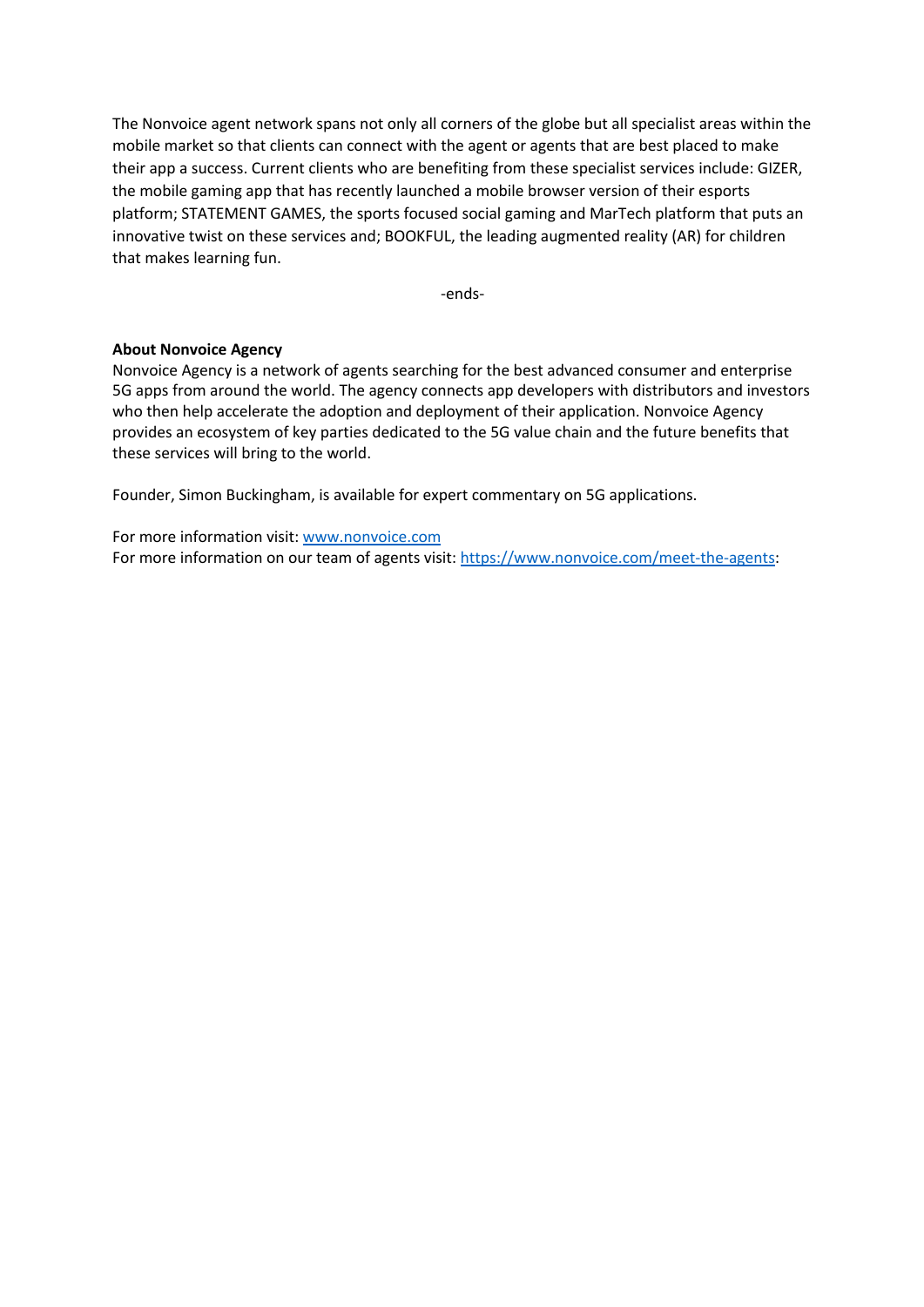The Nonvoice agent network spans not only all corners of the globe but all specialist areas within the mobile market so that clients can connect with the agent or agents that are best placed to make their app a success. Current clients who are benefiting from these specialist services include: GIZER, the mobile gaming app that has recently launched a mobile browser version of their esports platform; STATEMENT GAMES, the sports focused social gaming and MarTech platform that puts an innovative twist on these services and; BOOKFUL, the leading augmented reality (AR) for children that makes learning fun.

-ends-

**About Nonvoice Agency**

Nonvoice Agency is a network of agents searching for the best advanced consumer and enterprise 5G apps from around the world. The agency connects app developers with distributors and investors who then help accelerate the adoption and deployment of their application. Nonvoice Agency provides an ecosystem of key parties dedicated to the 5G value chain and the future benefits that these services will bring to the world.

Founder, Simon Buckingham, is available for expert commentary on 5G applications.

For more information visit: [www.nonvoice.com](http://www.nonvoice.com)
For more information on our team of agents visit: [https://www.nonvoice.com/meet-the-agents](https://www.nonvoice.com/meet-the-agents):